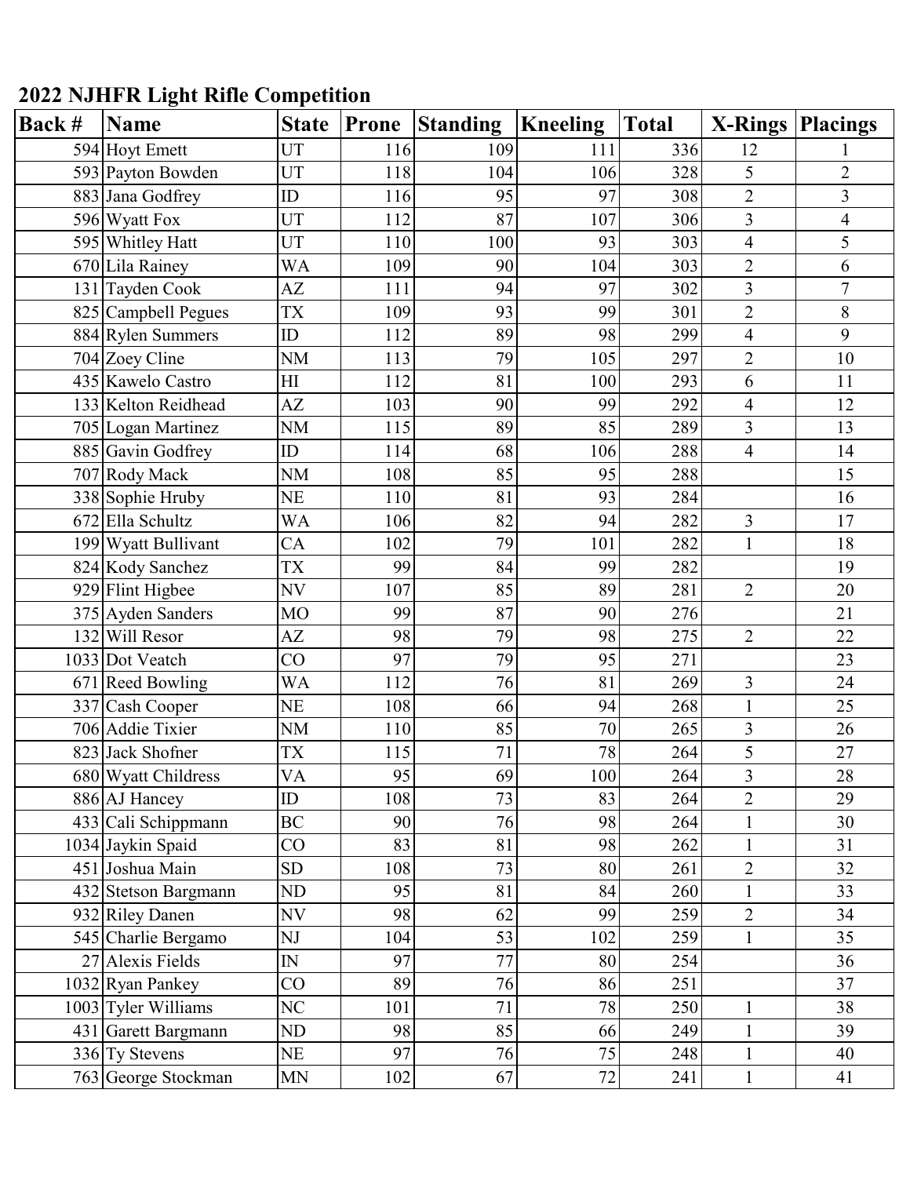## 2022 NJHFR Light Rifle Competition

| Back # | Name | State | Prone | Standing | Kneeling | Total | X-Rings | Placings |
|---|---|---|---|---|---|---|---|---|
| 594 | Hoyt Emett | UT | 116 | 109 | 111 | 336 | 12 | 1 |
| 593 | Payton Bowden | UT | 118 | 104 | 106 | 328 | 5 | 2 |
| 883 | Jana Godfrey | ID | 116 | 95 | 97 | 308 | 2 | 3 |
| 596 | Wyatt Fox | UT | 112 | 87 | 107 | 306 | 3 | 4 |
| 595 | Whitley Hatt | UT | 110 | 100 | 93 | 303 | 4 | 5 |
| 670 | Lila Rainey | WA | 109 | 90 | 104 | 303 | 2 | 6 |
| 131 | Tayden Cook | AZ | 111 | 94 | 97 | 302 | 3 | 7 |
| 825 | Campbell Pegues | TX | 109 | 93 | 99 | 301 | 2 | 8 |
| 884 | Rylen Summers | ID | 112 | 89 | 98 | 299 | 4 | 9 |
| 704 | Zoey Cline | NM | 113 | 79 | 105 | 297 | 2 | 10 |
| 435 | Kawelo Castro | HI | 112 | 81 | 100 | 293 | 6 | 11 |
| 133 | Kelton Reidhead | AZ | 103 | 90 | 99 | 292 | 4 | 12 |
| 705 | Logan Martinez | NM | 115 | 89 | 85 | 289 | 3 | 13 |
| 885 | Gavin Godfrey | ID | 114 | 68 | 106 | 288 | 4 | 14 |
| 707 | Rody Mack | NM | 108 | 85 | 95 | 288 | | 15 |
| 338 | Sophie Hruby | NE | 110 | 81 | 93 | 284 | | 16 |
| 672 | Ella Schultz | WA | 106 | 82 | 94 | 282 | 3 | 17 |
| 199 | Wyatt Bullivant | CA | 102 | 79 | 101 | 282 | 1 | 18 |
| 824 | Kody Sanchez | TX | 99 | 84 | 99 | 282 | | 19 |
| 929 | Flint Higbee | NV | 107 | 85 | 89 | 281 | 2 | 20 |
| 375 | Ayden Sanders | MO | 99 | 87 | 90 | 276 | | 21 |
| 132 | Will Resor | AZ | 98 | 79 | 98 | 275 | 2 | 22 |
| 1033 | Dot Veatch | CO | 97 | 79 | 95 | 271 | | 23 |
| 671 | Reed Bowling | WA | 112 | 76 | 81 | 269 | 3 | 24 |
| 337 | Cash Cooper | NE | 108 | 66 | 94 | 268 | 1 | 25 |
| 706 | Addie Tixier | NM | 110 | 85 | 70 | 265 | 3 | 26 |
| 823 | Jack Shofner | TX | 115 | 71 | 78 | 264 | 5 | 27 |
| 680 | Wyatt Childress | VA | 95 | 69 | 100 | 264 | 3 | 28 |
| 886 | AJ Hancey | ID | 108 | 73 | 83 | 264 | 2 | 29 |
| 433 | Cali Schippmann | BC | 90 | 76 | 98 | 264 | 1 | 30 |
| 1034 | Jaykin Spaid | CO | 83 | 81 | 98 | 262 | 1 | 31 |
| 451 | Joshua Main | SD | 108 | 73 | 80 | 261 | 2 | 32 |
| 432 | Stetson Bargmann | ND | 95 | 81 | 84 | 260 | 1 | 33 |
| 932 | Riley Danen | NV | 98 | 62 | 99 | 259 | 2 | 34 |
| 545 | Charlie Bergamo | NJ | 104 | 53 | 102 | 259 | 1 | 35 |
| 27 | Alexis Fields | IN | 97 | 77 | 80 | 254 | | 36 |
| 1032 | Ryan Pankey | CO | 89 | 76 | 86 | 251 | | 37 |
| 1003 | Tyler Williams | NC | 101 | 71 | 78 | 250 | 1 | 38 |
| 431 | Garett Bargmann | ND | 98 | 85 | 66 | 249 | 1 | 39 |
| 336 | Ty Stevens | NE | 97 | 76 | 75 | 248 | 1 | 40 |
| 763 | George Stockman | MN | 102 | 67 | 72 | 241 | 1 | 41 |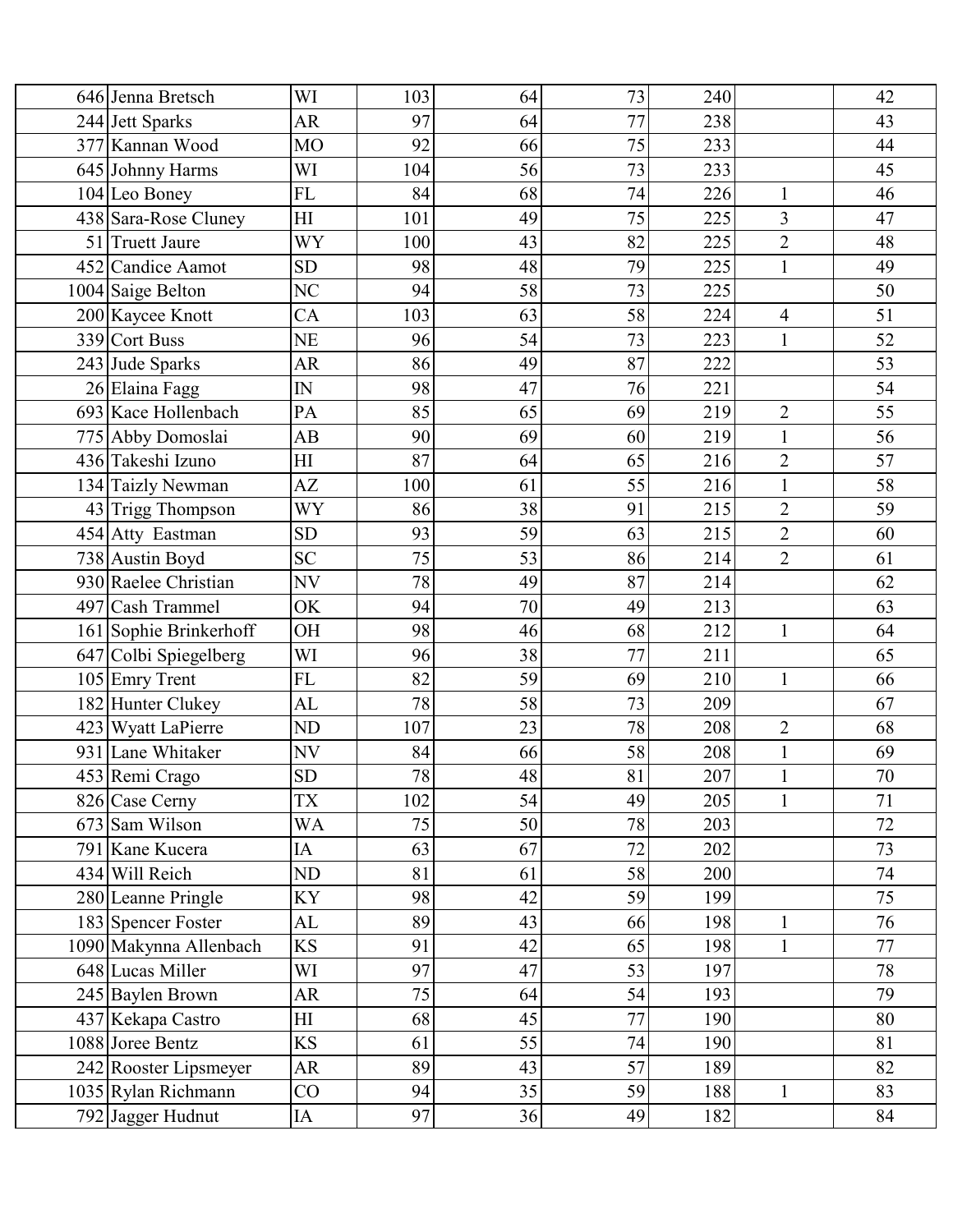| | | | | | | | | |
|---|---|---|---|---|---|---|---|---|
| 646 | Jenna Bretsch | WI | 103 | 64 | 73 | 240 | | 42 |
| 244 | Jett Sparks | AR | 97 | 64 | 77 | 238 | | 43 |
| 377 | Kannan Wood | MO | 92 | 66 | 75 | 233 | | 44 |
| 645 | Johnny Harms | WI | 104 | 56 | 73 | 233 | | 45 |
| 104 | Leo Boney | FL | 84 | 68 | 74 | 226 | 1 | 46 |
| 438 | Sara-Rose Cluney | HI | 101 | 49 | 75 | 225 | 3 | 47 |
| 51 | Truett Jaure | WY | 100 | 43 | 82 | 225 | 2 | 48 |
| 452 | Candice Aamot | SD | 98 | 48 | 79 | 225 | 1 | 49 |
| 1004 | Saige Belton | NC | 94 | 58 | 73 | 225 | | 50 |
| 200 | Kaycee Knott | CA | 103 | 63 | 58 | 224 | 4 | 51 |
| 339 | Cort Buss | NE | 96 | 54 | 73 | 223 | 1 | 52 |
| 243 | Jude Sparks | AR | 86 | 49 | 87 | 222 | | 53 |
| 26 | Elaina Fagg | IN | 98 | 47 | 76 | 221 | | 54 |
| 693 | Kace Hollenbach | PA | 85 | 65 | 69 | 219 | 2 | 55 |
| 775 | Abby Domoslai | AB | 90 | 69 | 60 | 219 | 1 | 56 |
| 436 | Takeshi Izuno | HI | 87 | 64 | 65 | 216 | 2 | 57 |
| 134 | Taizly Newman | AZ | 100 | 61 | 55 | 216 | 1 | 58 |
| 43 | Trigg Thompson | WY | 86 | 38 | 91 | 215 | 2 | 59 |
| 454 | Atty  Eastman | SD | 93 | 59 | 63 | 215 | 2 | 60 |
| 738 | Austin Boyd | SC | 75 | 53 | 86 | 214 | 2 | 61 |
| 930 | Raelee Christian | NV | 78 | 49 | 87 | 214 | | 62 |
| 497 | Cash Trammel | OK | 94 | 70 | 49 | 213 | | 63 |
| 161 | Sophie Brinkerhoff | OH | 98 | 46 | 68 | 212 | 1 | 64 |
| 647 | Colbi Spiegelberg | WI | 96 | 38 | 77 | 211 | | 65 |
| 105 | Emry Trent | FL | 82 | 59 | 69 | 210 | 1 | 66 |
| 182 | Hunter Clukey | AL | 78 | 58 | 73 | 209 | | 67 |
| 423 | Wyatt LaPierre | ND | 107 | 23 | 78 | 208 | 2 | 68 |
| 931 | Lane Whitaker | NV | 84 | 66 | 58 | 208 | 1 | 69 |
| 453 | Remi Crago | SD | 78 | 48 | 81 | 207 | 1 | 70 |
| 826 | Case Cerny | TX | 102 | 54 | 49 | 205 | 1 | 71 |
| 673 | Sam Wilson | WA | 75 | 50 | 78 | 203 | | 72 |
| 791 | Kane Kucera | IA | 63 | 67 | 72 | 202 | | 73 |
| 434 | Will Reich | ND | 81 | 61 | 58 | 200 | | 74 |
| 280 | Leanne Pringle | KY | 98 | 42 | 59 | 199 | | 75 |
| 183 | Spencer Foster | AL | 89 | 43 | 66 | 198 | 1 | 76 |
| 1090 | Makynna Allenbach | KS | 91 | 42 | 65 | 198 | 1 | 77 |
| 648 | Lucas Miller | WI | 97 | 47 | 53 | 197 | | 78 |
| 245 | Baylen Brown | AR | 75 | 64 | 54 | 193 | | 79 |
| 437 | Kekapa Castro | HI | 68 | 45 | 77 | 190 | | 80 |
| 1088 | Joree Bentz | KS | 61 | 55 | 74 | 190 | | 81 |
| 242 | Rooster Lipsmeyer | AR | 89 | 43 | 57 | 189 | | 82 |
| 1035 | Rylan Richmann | CO | 94 | 35 | 59 | 188 | 1 | 83 |
| 792 | Jagger Hudnut | IA | 97 | 36 | 49 | 182 | | 84 |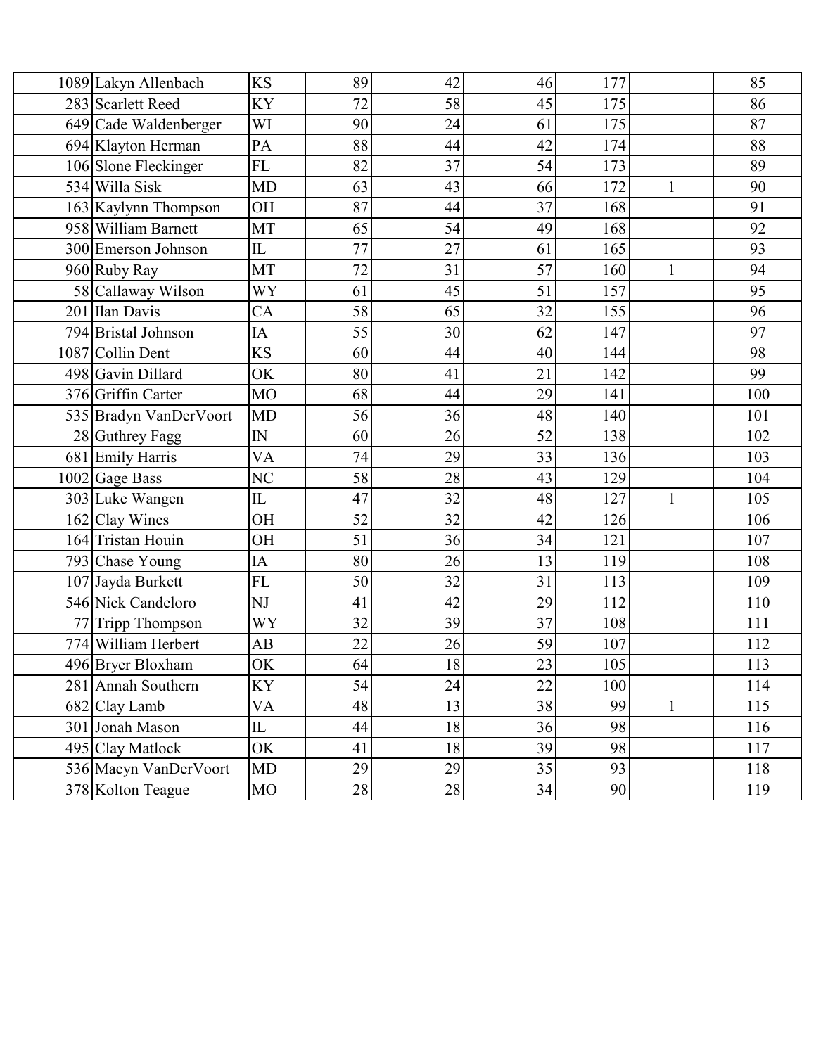| | | | | | | | | |
|---|---|---|---|---|---|---|---|---|
| 1089 | Lakyn Allenbach | KS | 89 | 42 | 46 | 177 | | 85 |
| 283 | Scarlett Reed | KY | 72 | 58 | 45 | 175 | | 86 |
| 649 | Cade Waldenberger | WI | 90 | 24 | 61 | 175 | | 87 |
| 694 | Klayton Herman | PA | 88 | 44 | 42 | 174 | | 88 |
| 106 | Slone Fleckinger | FL | 82 | 37 | 54 | 173 | | 89 |
| 534 | Willa Sisk | MD | 63 | 43 | 66 | 172 | 1 | 90 |
| 163 | Kaylynn Thompson | OH | 87 | 44 | 37 | 168 | | 91 |
| 958 | William Barnett | MT | 65 | 54 | 49 | 168 | | 92 |
| 300 | Emerson Johnson | IL | 77 | 27 | 61 | 165 | | 93 |
| 960 | Ruby Ray | MT | 72 | 31 | 57 | 160 | 1 | 94 |
| 58 | Callaway Wilson | WY | 61 | 45 | 51 | 157 | | 95 |
| 201 | Ilan Davis | CA | 58 | 65 | 32 | 155 | | 96 |
| 794 | Bristal Johnson | IA | 55 | 30 | 62 | 147 | | 97 |
| 1087 | Collin Dent | KS | 60 | 44 | 40 | 144 | | 98 |
| 498 | Gavin Dillard | OK | 80 | 41 | 21 | 142 | | 99 |
| 376 | Griffin Carter | MO | 68 | 44 | 29 | 141 | | 100 |
| 535 | Bradyn VanDerVoort | MD | 56 | 36 | 48 | 140 | | 101 |
| 28 | Guthrey Fagg | IN | 60 | 26 | 52 | 138 | | 102 |
| 681 | Emily Harris | VA | 74 | 29 | 33 | 136 | | 103 |
| 1002 | Gage Bass | NC | 58 | 28 | 43 | 129 | | 104 |
| 303 | Luke Wangen | IL | 47 | 32 | 48 | 127 | 1 | 105 |
| 162 | Clay Wines | OH | 52 | 32 | 42 | 126 | | 106 |
| 164 | Tristan Houin | OH | 51 | 36 | 34 | 121 | | 107 |
| 793 | Chase Young | IA | 80 | 26 | 13 | 119 | | 108 |
| 107 | Jayda Burkett | FL | 50 | 32 | 31 | 113 | | 109 |
| 546 | Nick Candeloro | NJ | 41 | 42 | 29 | 112 | | 110 |
| 77 | Tripp Thompson | WY | 32 | 39 | 37 | 108 | | 111 |
| 774 | William Herbert | AB | 22 | 26 | 59 | 107 | | 112 |
| 496 | Bryer Bloxham | OK | 64 | 18 | 23 | 105 | | 113 |
| 281 | Annah Southern | KY | 54 | 24 | 22 | 100 | | 114 |
| 682 | Clay Lamb | VA | 48 | 13 | 38 | 99 | 1 | 115 |
| 301 | Jonah Mason | IL | 44 | 18 | 36 | 98 | | 116 |
| 495 | Clay Matlock | OK | 41 | 18 | 39 | 98 | | 117 |
| 536 | Macyn VanDerVoort | MD | 29 | 29 | 35 | 93 | | 118 |
| 378 | Kolton Teague | MO | 28 | 28 | 34 | 90 | | 119 |